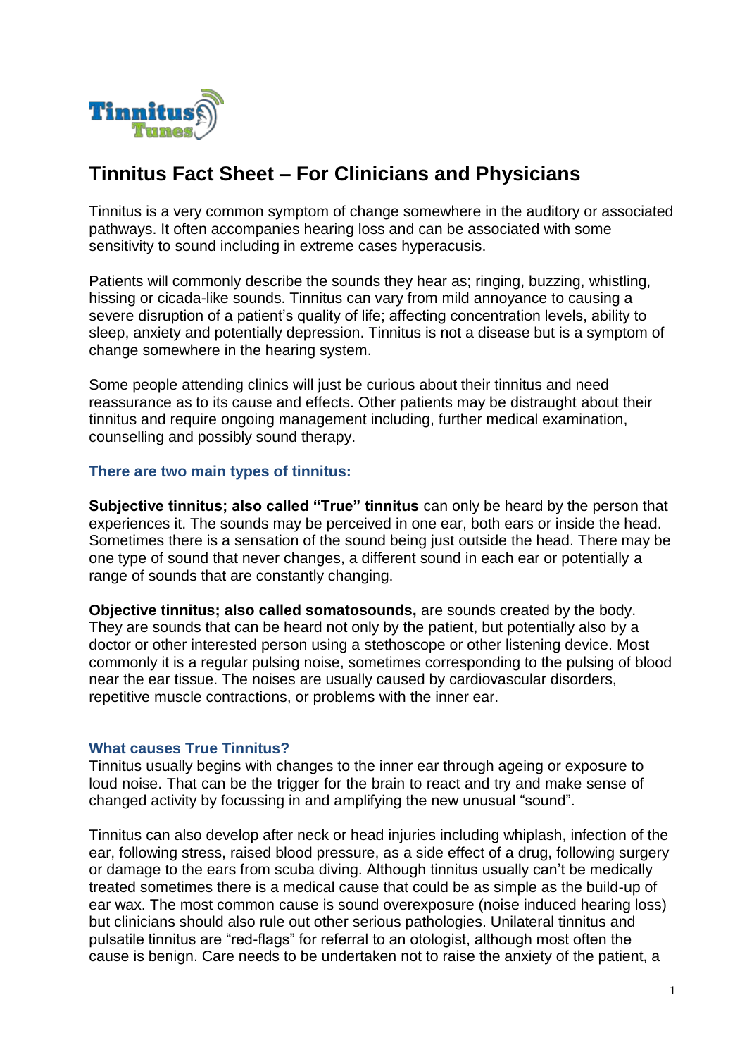# Tinnitus Fact Sheet – For Clinicians and Physicians

Tinnitus is a very common symptom of change somewhere in the auditory or associated pathways. It often accompanies hearing loss and can be associated with some sensitivity to sound including in extreme cases hyperacusis.

Patients will commonly describe the sounds they hear as; ringing, buzzing, whistling, hissing or cicada-like sounds. Tinnitus can vary from mild annoyance to causing a severe disruption of a patient's quality of life; affecting concentration levels, ability to sleep, anxiety and potentially depression. Tinnitus is not a disease but is a symptom of change somewhere in the hearing system.

Some people attending clinics will just be curious about their tinnitus and need reassurance as to its cause and effects. Other patients may be distraught about their tinnitus and require ongoing management including, further medical examination, counselling and possibly sound therapy.

## There are two main types of tinnitus:

**Subjective tinnitus; also called "True" tinnitus** can only be heard by the person that experiences it. The sounds may be perceived in one ear, both ears or inside the head. Sometimes there is a sensation of the sound being just outside the head. There may be one type of sound that never changes, a different sound in each ear or potentially a range of sounds that are constantly changing.

**Objective tinnitus; also called somatosounds,** are sounds created by the body. They are sounds that can be heard not only by the patient, but potentially also by a doctor or other interested person using a stethoscope or other listening device. Most commonly it is a regular pulsing noise, sometimes corresponding to the pulsing of blood near the ear tissue. The noises are usually caused by cardiovascular disorders, repetitive muscle contractions, or problems with the inner ear.

## What causes True Tinnitus?

Tinnitus usually begins with changes to the inner ear through ageing or exposure to loud noise. That can be the trigger for the brain to react and try and make sense of changed activity by focussing in and amplifying the new unusual "sound".

Tinnitus can also develop after neck or head injuries including whiplash, infection of the ear, following stress, raised blood pressure, as a side effect of a drug, following surgery or damage to the ears from scuba diving. Although tinnitus usually can't be medically treated sometimes there is a medical cause that could be as simple as the build-up of ear wax. The most common cause is sound overexposure (noise induced hearing loss) but clinicians should also rule out other serious pathologies. Unilateral tinnitus and pulsatile tinnitus are "red-flags" for referral to an otologist, although most often the cause is benign. Care needs to be undertaken not to raise the anxiety of the patient, a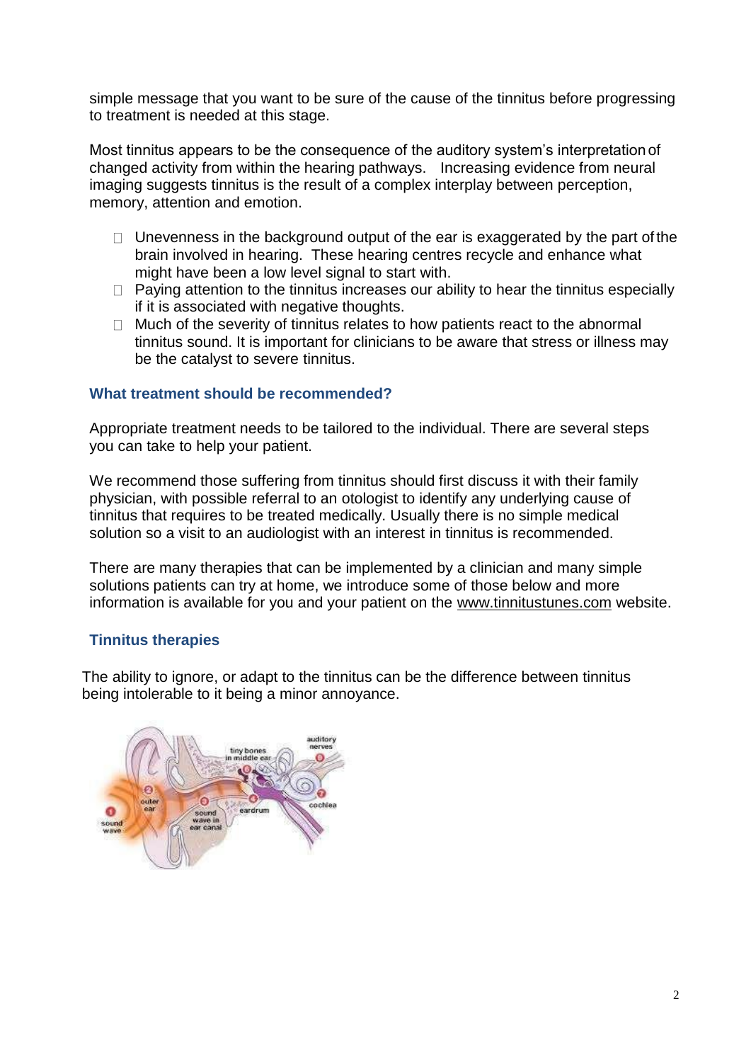simple message that you want to be sure of the cause of the tinnitus before progressing to treatment is needed at this stage.

Most tinnitus appears to be the consequence of the auditory system's interpretation of changed activity from within the hearing pathways. Increasing evidence from neural imaging suggests tinnitus is the result of a complex interplay between perception, memory, attention and emotion.

- Unevenness in the background output of the ear is exaggerated by the part of the brain involved in hearing. These hearing centres recycle and enhance what might have been a low level signal to start with.
- Paying attention to the tinnitus increases our ability to hear the tinnitus especially if it is associated with negative thoughts.
- Much of the severity of tinnitus relates to how patients react to the abnormal tinnitus sound. It is important for clinicians to be aware that stress or illness may be the catalyst to severe tinnitus.

### What treatment should be recommended?

Appropriate treatment needs to be tailored to the individual. There are several steps you can take to help your patient.

We recommend those suffering from tinnitus should first discuss it with their family physician, with possible referral to an otologist to identify any underlying cause of tinnitus that requires to be treated medically. Usually there is no simple medical solution so a visit to an audiologist with an interest in tinnitus is recommended.

There are many therapies that can be implemented by a clinician and many simple solutions patients can try at home, we introduce some of those below and more information is available for you and your patient on the www.tinnitustunes.com website.

### Tinnitus therapies

The ability to ignore, or adapt to the tinnitus can be the difference between tinnitus being intolerable to it being a minor annoyance.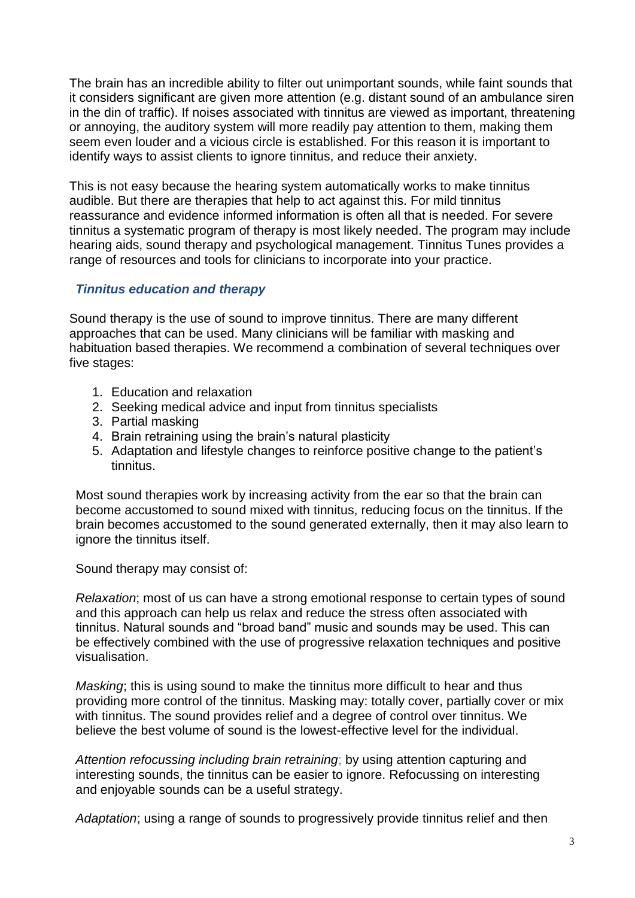The brain has an incredible ability to filter out unimportant sounds, while faint sounds that it considers significant are given more attention (e.g. distant sound of an ambulance siren in the din of traffic). If noises associated with tinnitus are viewed as important, threatening or annoying, the auditory system will more readily pay attention to them, making them seem even louder and a vicious circle is established. For this reason it is important to identify ways to assist clients to ignore tinnitus, and reduce their anxiety.

This is not easy because the hearing system automatically works to make tinnitus audible. But there are therapies that help to act against this. For mild tinnitus reassurance and evidence informed information is often all that is needed. For severe tinnitus a systematic program of therapy is most likely needed. The program may include hearing aids, sound therapy and psychological management. Tinnitus Tunes provides a range of resources and tools for clinicians to incorporate into your practice.

### *Tinnitus education and therapy*

Sound therapy is the use of sound to improve tinnitus. There are many different approaches that can be used. Many clinicians will be familiar with masking and habituation based therapies. We recommend a combination of several techniques over five stages:

1. Education and relaxation
2. Seeking medical advice and input from tinnitus specialists
3. Partial masking
4. Brain retraining using the brain's natural plasticity
5. Adaptation and lifestyle changes to reinforce positive change to the patient's tinnitus.

Most sound therapies work by increasing activity from the ear so that the brain can become accustomed to sound mixed with tinnitus, reducing focus on the tinnitus. If the brain becomes accustomed to the sound generated externally, then it may also learn to ignore the tinnitus itself.

Sound therapy may consist of:

*Relaxation*; most of us can have a strong emotional response to certain types of sound and this approach can help us relax and reduce the stress often associated with tinnitus. Natural sounds and "broad band" music and sounds may be used. This can be effectively combined with the use of progressive relaxation techniques and positive visualisation.

*Masking*; this is using sound to make the tinnitus more difficult to hear and thus providing more control of the tinnitus. Masking may: totally cover, partially cover or mix with tinnitus. The sound provides relief and a degree of control over tinnitus. We believe the best volume of sound is the lowest-effective level for the individual.

*Attention refocussing including brain retraining*; by using attention capturing and interesting sounds, the tinnitus can be easier to ignore. Refocussing on interesting and enjoyable sounds can be a useful strategy.

*Adaptation*; using a range of sounds to progressively provide tinnitus relief and then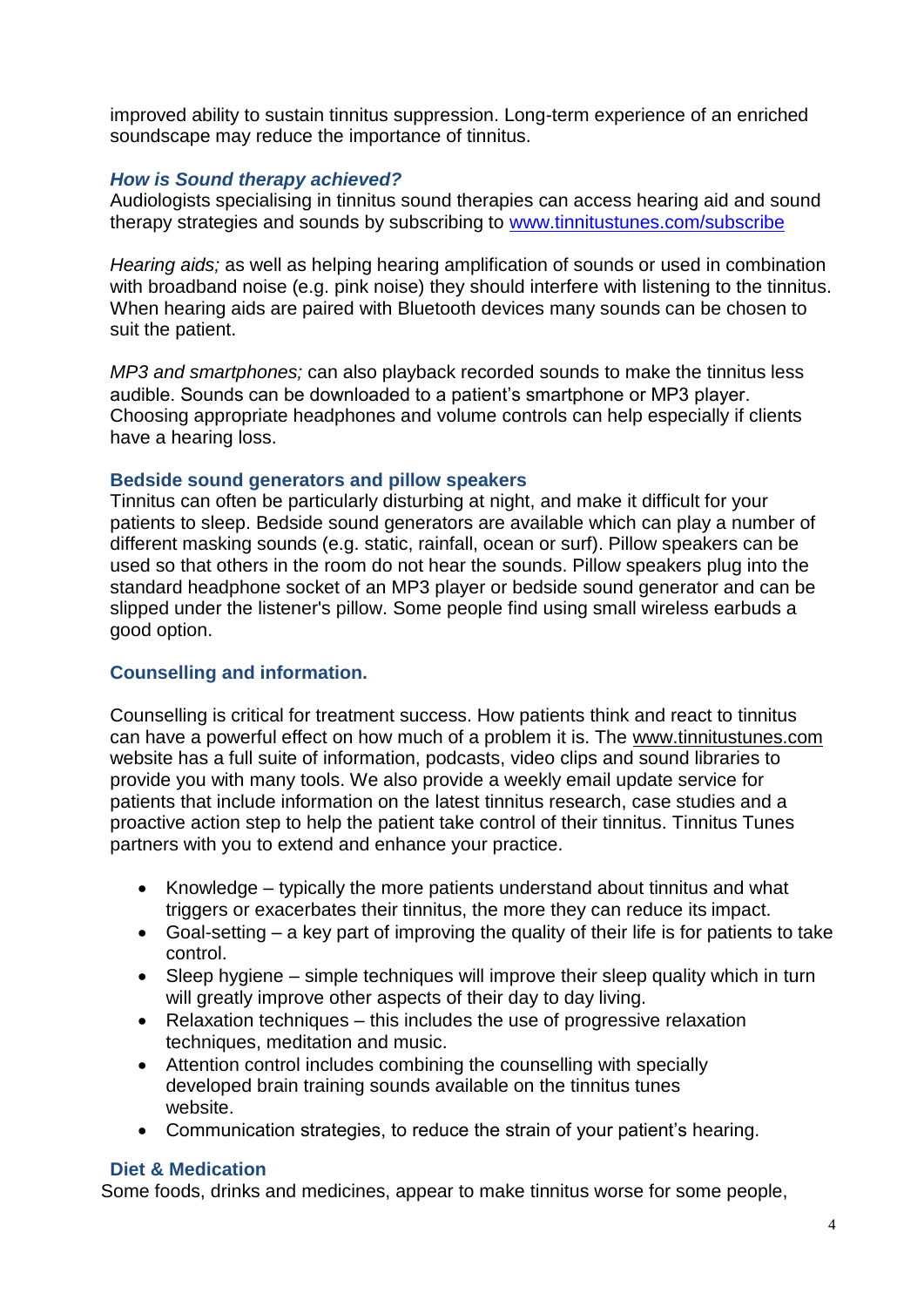improved ability to sustain tinnitus suppression. Long-term experience of an enriched soundscape may reduce the importance of tinnitus.

### *How is Sound therapy achieved?*

Audiologists specialising in tinnitus sound therapies can access hearing aid and sound therapy strategies and sounds by subscribing to [www.tinnitustunes.com/subscribe](http://www.tinnitustunes.com/subscribe)

*Hearing aids;* as well as helping hearing amplification of sounds or used in combination with broadband noise (e.g. pink noise) they should interfere with listening to the tinnitus. When hearing aids are paired with Bluetooth devices many sounds can be chosen to suit the patient.

*MP3 and smartphones;* can also playback recorded sounds to make the tinnitus less audible. Sounds can be downloaded to a patient's smartphone or MP3 player. Choosing appropriate headphones and volume controls can help especially if clients have a hearing loss.

### Bedside sound generators and pillow speakers

Tinnitus can often be particularly disturbing at night, and make it difficult for your patients to sleep. Bedside sound generators are available which can play a number of different masking sounds (e.g. static, rainfall, ocean or surf). Pillow speakers can be used so that others in the room do not hear the sounds. Pillow speakers plug into the standard headphone socket of an MP3 player or bedside sound generator and can be slipped under the listener's pillow. Some people find using small wireless earbuds a good option.

### Counselling and information.

Counselling is critical for treatment success. How patients think and react to tinnitus can have a powerful effect on how much of a problem it is. The www.tinnitustunes.com website has a full suite of information, podcasts, video clips and sound libraries to provide you with many tools. We also provide a weekly email update service for patients that include information on the latest tinnitus research, case studies and a proactive action step to help the patient take control of their tinnitus. Tinnitus Tunes partners with you to extend and enhance your practice.

- Knowledge – typically the more patients understand about tinnitus and what triggers or exacerbates their tinnitus, the more they can reduce its impact.
- Goal-setting – a key part of improving the quality of their life is for patients to take control.
- Sleep hygiene – simple techniques will improve their sleep quality which in turn will greatly improve other aspects of their day to day living.
- Relaxation techniques – this includes the use of progressive relaxation techniques, meditation and music.
- Attention control includes combining the counselling with specially developed brain training sounds available on the tinnitus tunes website.
- Communication strategies, to reduce the strain of your patient's hearing.

### Diet & Medication

Some foods, drinks and medicines, appear to make tinnitus worse for some people,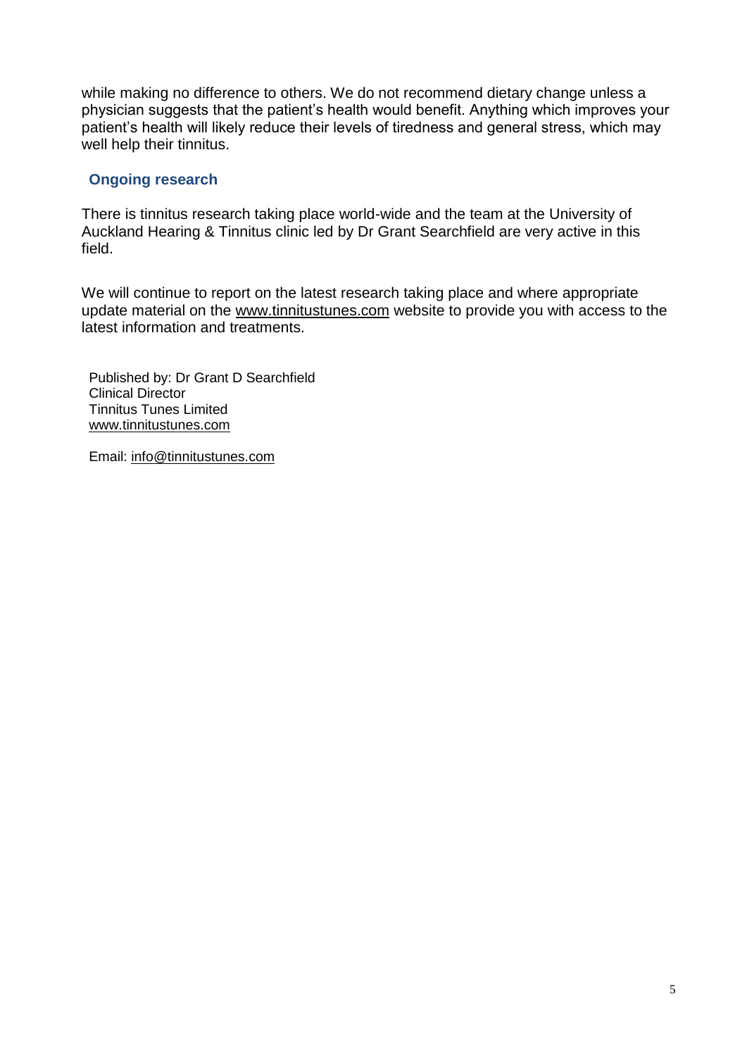while making no difference to others. We do not recommend dietary change unless a physician suggests that the patient's health would benefit. Anything which improves your patient's health will likely reduce their levels of tiredness and general stress, which may well help their tinnitus.

## Ongoing research

There is tinnitus research taking place world-wide and the team at the University of Auckland Hearing & Tinnitus clinic led by Dr Grant Searchfield are very active in this field.

We will continue to report on the latest research taking place and where appropriate update material on the www.tinnitustunes.com website to provide you with access to the latest information and treatments.

Published by: Dr Grant D Searchfield
Clinical Director
Tinnitus Tunes Limited
www.tinnitustunes.com

Email: info@tinnitustunes.com